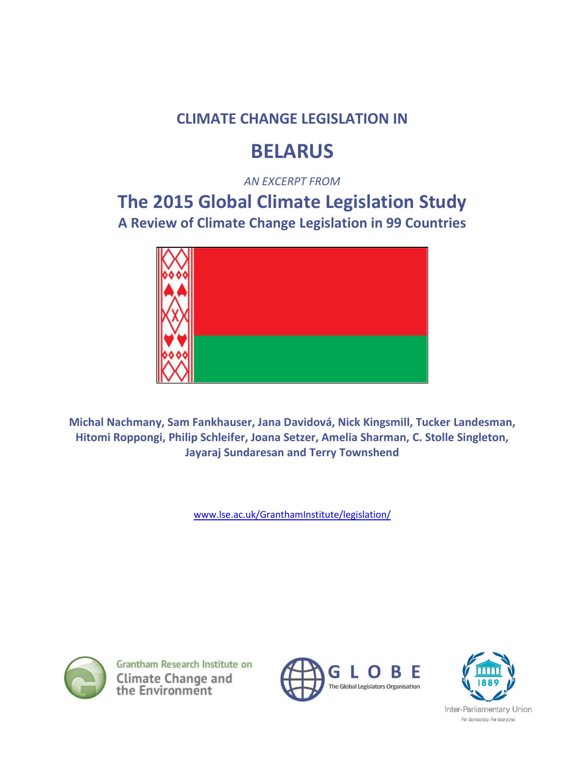**CLIMATE CHANGE LEGISLATION IN**

# BELARUS

*AN EXCERPT FROM*

## The 2015 Global Climate Legislation Study

### A Review of Climate Change Legislation in 99 Countries

**Michal Nachmany, Sam Fankhauser, Jana Davidová, Nick Kingsmill, Tucker Landesman, Hitomi Roppongi, Philip Schleifer, Joana Setzer, Amelia Sharman, C. Stolle Singleton, Jayaraj Sundaresan and Terry Townshend**

www.lse.ac.uk/GranthamInstitute/legislation/

Grantham Research Institute on Climate Change and the Environment

GLOBE The Global Legislators Organisation

1889 Inter-Parliamentary Union For democracy. For everyone.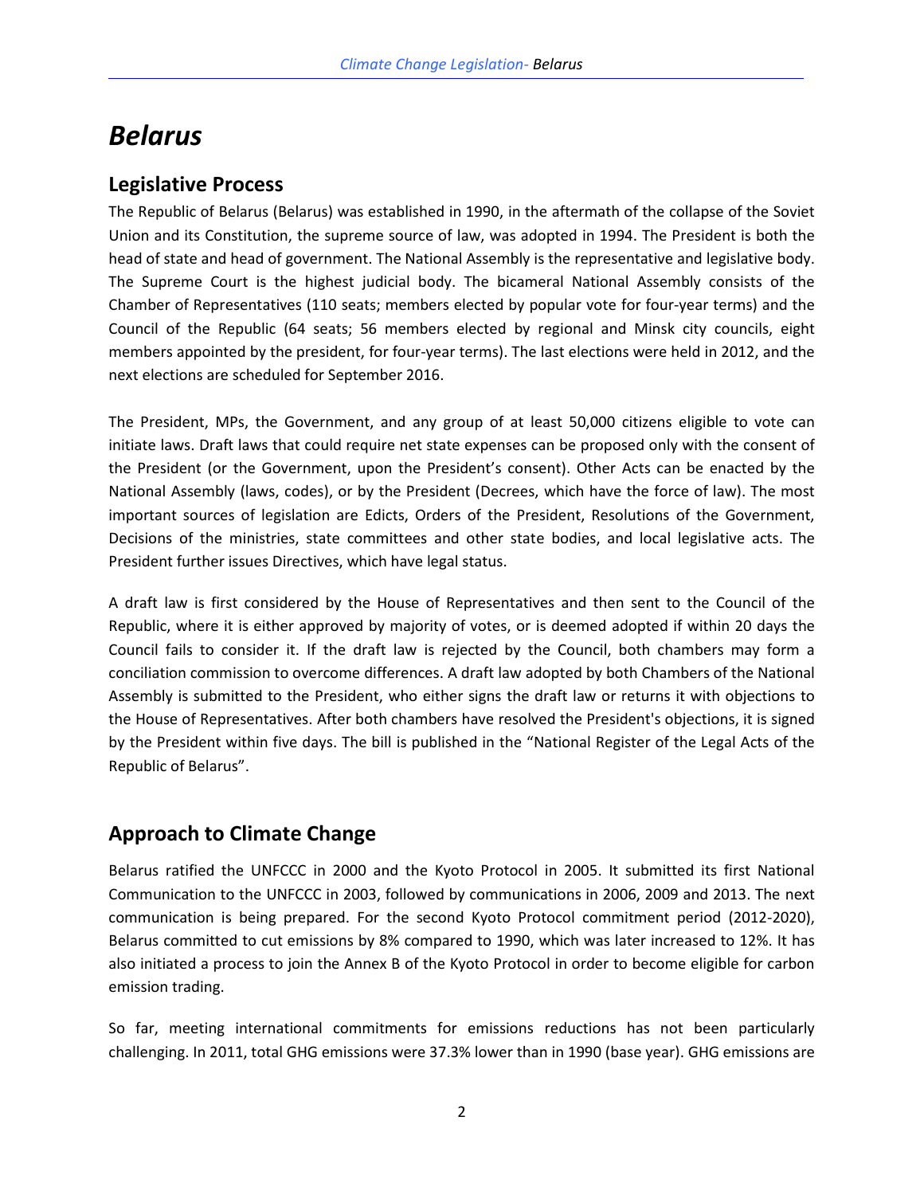# Belarus

## Legislative Process

The Republic of Belarus (Belarus) was established in 1990, in the aftermath of the collapse of the Soviet Union and its Constitution, the supreme source of law, was adopted in 1994. The President is both the head of state and head of government. The National Assembly is the representative and legislative body. The Supreme Court is the highest judicial body. The bicameral National Assembly consists of the Chamber of Representatives (110 seats; members elected by popular vote for four-year terms) and the Council of the Republic (64 seats; 56 members elected by regional and Minsk city councils, eight members appointed by the president, for four-year terms). The last elections were held in 2012, and the next elections are scheduled for September 2016.

The President, MPs, the Government, and any group of at least 50,000 citizens eligible to vote can initiate laws. Draft laws that could require net state expenses can be proposed only with the consent of the President (or the Government, upon the President's consent). Other Acts can be enacted by the National Assembly (laws, codes), or by the President (Decrees, which have the force of law). The most important sources of legislation are Edicts, Orders of the President, Resolutions of the Government, Decisions of the ministries, state committees and other state bodies, and local legislative acts. The President further issues Directives, which have legal status.

A draft law is first considered by the House of Representatives and then sent to the Council of the Republic, where it is either approved by majority of votes, or is deemed adopted if within 20 days the Council fails to consider it. If the draft law is rejected by the Council, both chambers may form a conciliation commission to overcome differences. A draft law adopted by both Chambers of the National Assembly is submitted to the President, who either signs the draft law or returns it with objections to the House of Representatives. After both chambers have resolved the President's objections, it is signed by the President within five days. The bill is published in the "National Register of the Legal Acts of the Republic of Belarus".

## Approach to Climate Change

Belarus ratified the UNFCCC in 2000 and the Kyoto Protocol in 2005. It submitted its first National Communication to the UNFCCC in 2003, followed by communications in 2006, 2009 and 2013. The next communication is being prepared. For the second Kyoto Protocol commitment period (2012-2020), Belarus committed to cut emissions by 8% compared to 1990, which was later increased to 12%. It has also initiated a process to join the Annex B of the Kyoto Protocol in order to become eligible for carbon emission trading.

So far, meeting international commitments for emissions reductions has not been particularly challenging. In 2011, total GHG emissions were 37.3% lower than in 1990 (base year). GHG emissions are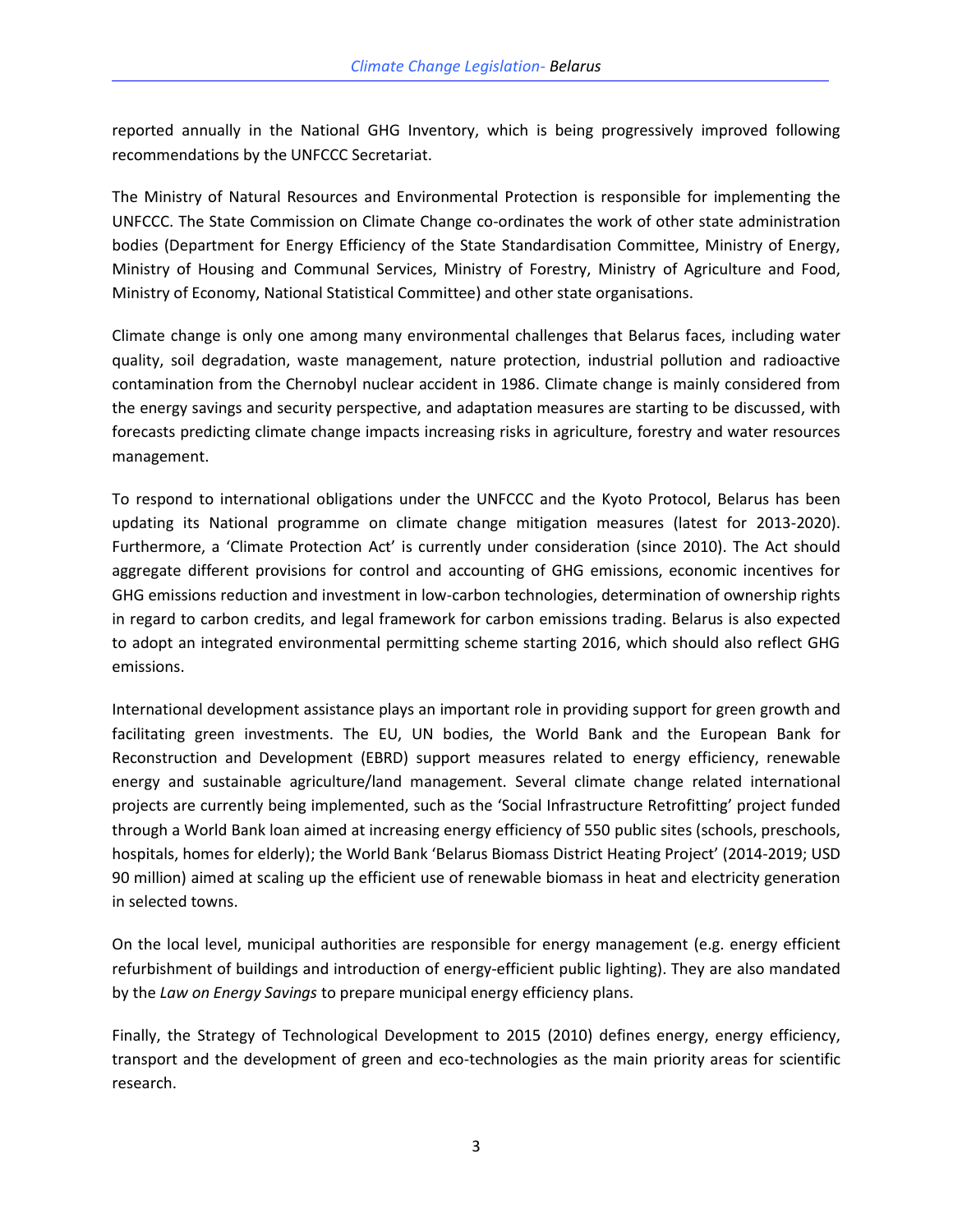reported annually in the National GHG Inventory, which is being progressively improved following recommendations by the UNFCCC Secretariat.

The Ministry of Natural Resources and Environmental Protection is responsible for implementing the UNFCCC. The State Commission on Climate Change co-ordinates the work of other state administration bodies (Department for Energy Efficiency of the State Standardisation Committee, Ministry of Energy, Ministry of Housing and Communal Services, Ministry of Forestry, Ministry of Agriculture and Food, Ministry of Economy, National Statistical Committee) and other state organisations.

Climate change is only one among many environmental challenges that Belarus faces, including water quality, soil degradation, waste management, nature protection, industrial pollution and radioactive contamination from the Chernobyl nuclear accident in 1986. Climate change is mainly considered from the energy savings and security perspective, and adaptation measures are starting to be discussed, with forecasts predicting climate change impacts increasing risks in agriculture, forestry and water resources management.

To respond to international obligations under the UNFCCC and the Kyoto Protocol, Belarus has been updating its National programme on climate change mitigation measures (latest for 2013-2020). Furthermore, a 'Climate Protection Act' is currently under consideration (since 2010). The Act should aggregate different provisions for control and accounting of GHG emissions, economic incentives for GHG emissions reduction and investment in low-carbon technologies, determination of ownership rights in regard to carbon credits, and legal framework for carbon emissions trading. Belarus is also expected to adopt an integrated environmental permitting scheme starting 2016, which should also reflect GHG emissions.

International development assistance plays an important role in providing support for green growth and facilitating green investments. The EU, UN bodies, the World Bank and the European Bank for Reconstruction and Development (EBRD) support measures related to energy efficiency, renewable energy and sustainable agriculture/land management. Several climate change related international projects are currently being implemented, such as the 'Social Infrastructure Retrofitting' project funded through a World Bank loan aimed at increasing energy efficiency of 550 public sites (schools, preschools, hospitals, homes for elderly); the World Bank 'Belarus Biomass District Heating Project' (2014-2019; USD 90 million) aimed at scaling up the efficient use of renewable biomass in heat and electricity generation in selected towns.

On the local level, municipal authorities are responsible for energy management (e.g. energy efficient refurbishment of buildings and introduction of energy-efficient public lighting). They are also mandated by the *Law on Energy Savings* to prepare municipal energy efficiency plans.

Finally, the Strategy of Technological Development to 2015 (2010) defines energy, energy efficiency, transport and the development of green and eco-technologies as the main priority areas for scientific research.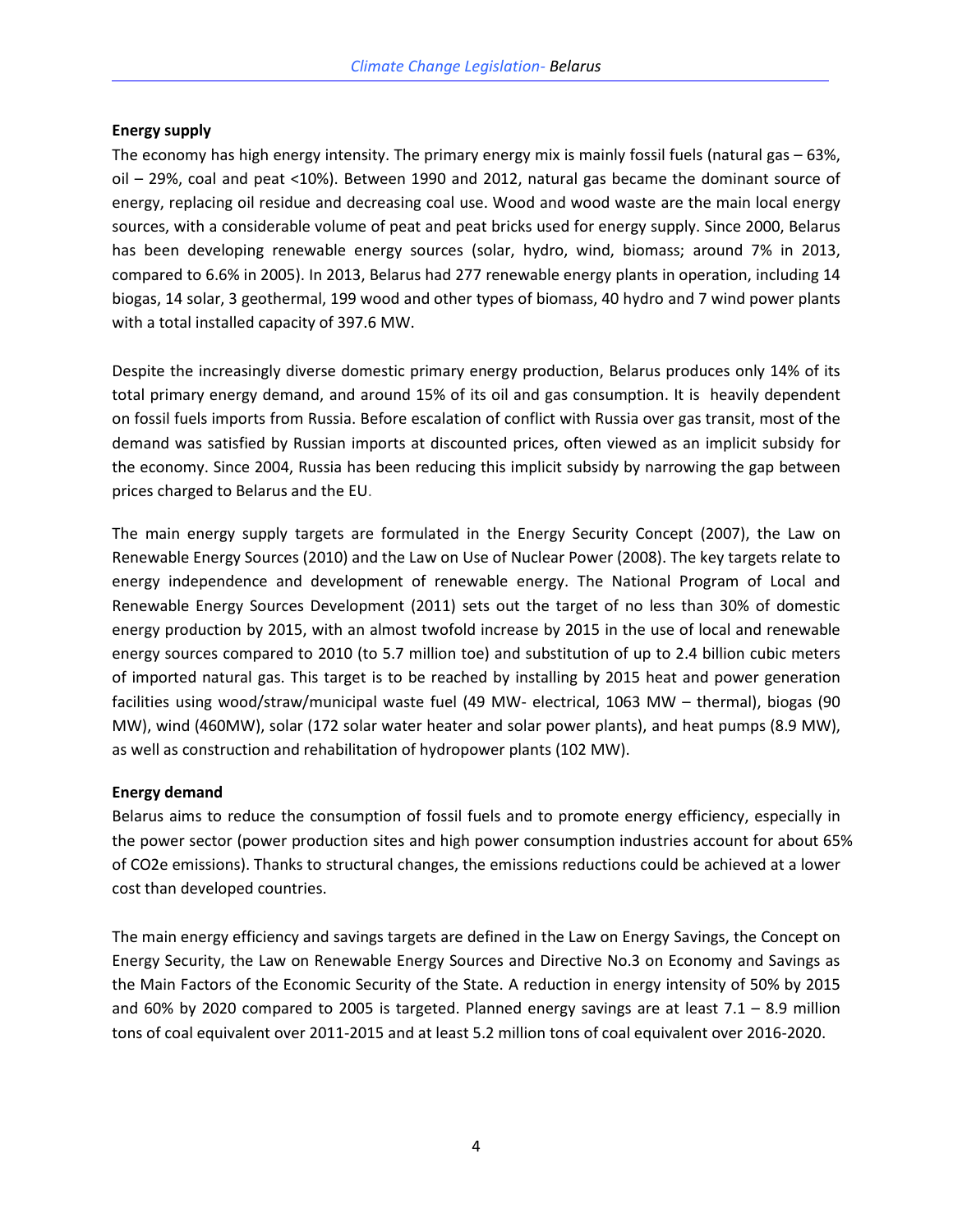**Energy supply**

The economy has high energy intensity. The primary energy mix is mainly fossil fuels (natural gas – 63%, oil – 29%, coal and peat <10%). Between 1990 and 2012, natural gas became the dominant source of energy, replacing oil residue and decreasing coal use. Wood and wood waste are the main local energy sources, with a considerable volume of peat and peat bricks used for energy supply. Since 2000, Belarus has been developing renewable energy sources (solar, hydro, wind, biomass; around 7% in 2013, compared to 6.6% in 2005). In 2013, Belarus had 277 renewable energy plants in operation, including 14 biogas, 14 solar, 3 geothermal, 199 wood and other types of biomass, 40 hydro and 7 wind power plants with a total installed capacity of 397.6 MW.

Despite the increasingly diverse domestic primary energy production, Belarus produces only 14% of its total primary energy demand, and around 15% of its oil and gas consumption. It is heavily dependent on fossil fuels imports from Russia. Before escalation of conflict with Russia over gas transit, most of the demand was satisfied by Russian imports at discounted prices, often viewed as an implicit subsidy for the economy. Since 2004, Russia has been reducing this implicit subsidy by narrowing the gap between prices charged to Belarus and the EU.

The main energy supply targets are formulated in the Energy Security Concept (2007), the Law on Renewable Energy Sources (2010) and the Law on Use of Nuclear Power (2008). The key targets relate to energy independence and development of renewable energy. The National Program of Local and Renewable Energy Sources Development (2011) sets out the target of no less than 30% of domestic energy production by 2015, with an almost twofold increase by 2015 in the use of local and renewable energy sources compared to 2010 (to 5.7 million toe) and substitution of up to 2.4 billion cubic meters of imported natural gas. This target is to be reached by installing by 2015 heat and power generation facilities using wood/straw/municipal waste fuel (49 MW- electrical, 1063 MW – thermal), biogas (90 MW), wind (460MW), solar (172 solar water heater and solar power plants), and heat pumps (8.9 MW), as well as construction and rehabilitation of hydropower plants (102 MW).

**Energy demand**

Belarus aims to reduce the consumption of fossil fuels and to promote energy efficiency, especially in the power sector (power production sites and high power consumption industries account for about 65% of CO2e emissions). Thanks to structural changes, the emissions reductions could be achieved at a lower cost than developed countries.

The main energy efficiency and savings targets are defined in the Law on Energy Savings, the Concept on Energy Security, the Law on Renewable Energy Sources and Directive No.3 on Economy and Savings as the Main Factors of the Economic Security of the State. A reduction in energy intensity of 50% by 2015 and 60% by 2020 compared to 2005 is targeted. Planned energy savings are at least 7.1 – 8.9 million tons of coal equivalent over 2011-2015 and at least 5.2 million tons of coal equivalent over 2016-2020.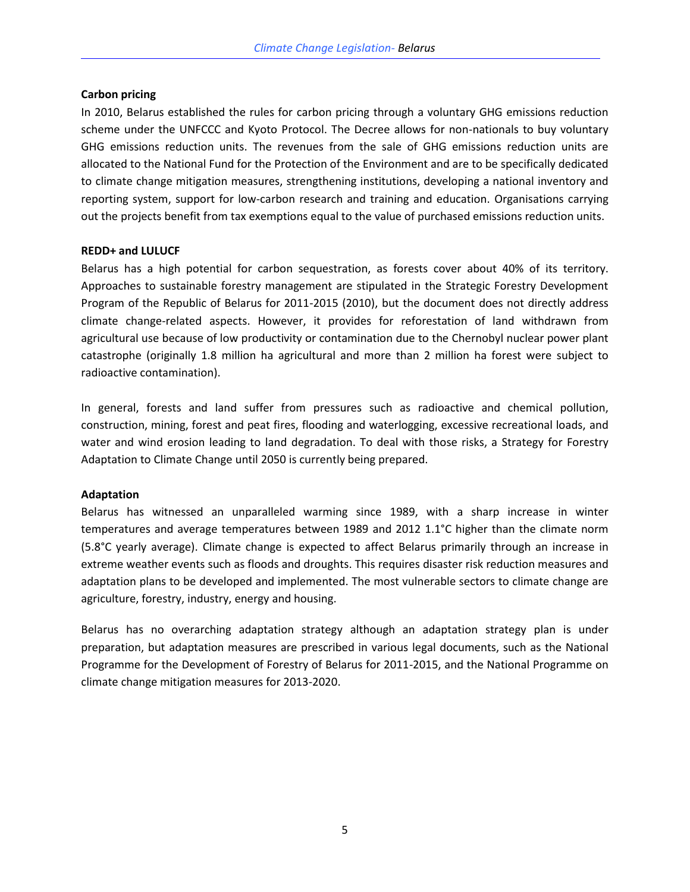**Carbon pricing**

In 2010, Belarus established the rules for carbon pricing through a voluntary GHG emissions reduction scheme under the UNFCCC and Kyoto Protocol. The Decree allows for non-nationals to buy voluntary GHG emissions reduction units. The revenues from the sale of GHG emissions reduction units are allocated to the National Fund for the Protection of the Environment and are to be specifically dedicated to climate change mitigation measures, strengthening institutions, developing a national inventory and reporting system, support for low-carbon research and training and education. Organisations carrying out the projects benefit from tax exemptions equal to the value of purchased emissions reduction units.

**REDD+ and LULUCF**

Belarus has a high potential for carbon sequestration, as forests cover about 40% of its territory. Approaches to sustainable forestry management are stipulated in the Strategic Forestry Development Program of the Republic of Belarus for 2011-2015 (2010), but the document does not directly address climate change-related aspects. However, it provides for reforestation of land withdrawn from agricultural use because of low productivity or contamination due to the Chernobyl nuclear power plant catastrophe (originally 1.8 million ha agricultural and more than 2 million ha forest were subject to radioactive contamination).

In general, forests and land suffer from pressures such as radioactive and chemical pollution, construction, mining, forest and peat fires, flooding and waterlogging, excessive recreational loads, and water and wind erosion leading to land degradation. To deal with those risks, a Strategy for Forestry Adaptation to Climate Change until 2050 is currently being prepared.

**Adaptation**

Belarus has witnessed an unparalleled warming since 1989, with a sharp increase in winter temperatures and average temperatures between 1989 and 2012 1.1°C higher than the climate norm (5.8°C yearly average). Climate change is expected to affect Belarus primarily through an increase in extreme weather events such as floods and droughts. This requires disaster risk reduction measures and adaptation plans to be developed and implemented. The most vulnerable sectors to climate change are agriculture, forestry, industry, energy and housing.

Belarus has no overarching adaptation strategy although an adaptation strategy plan is under preparation, but adaptation measures are prescribed in various legal documents, such as the National Programme for the Development of Forestry of Belarus for 2011-2015, and the National Programme on climate change mitigation measures for 2013-2020.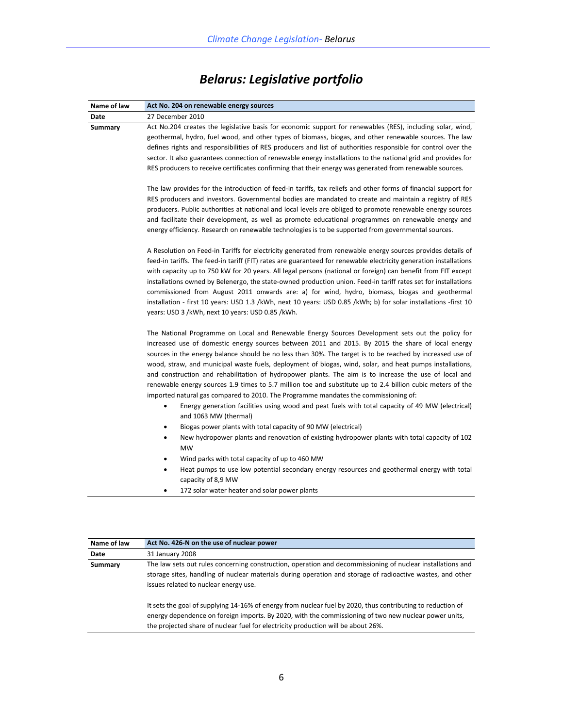# *Belarus: Legislative portfolio*

| Name of law | Act No. 204 on renewable energy sources |
|---|---|
| Date | 27 December 2010 |
| Summary | Act No.204 creates the legislative basis for economic support for renewables (RES), including solar, wind, geothermal, hydro, fuel wood, and other types of biomass, biogas, and other renewable sources. The law defines rights and responsibilities of RES producers and list of authorities responsible for control over the sector. It also guarantees connection of renewable energy installations to the national grid and provides for RES producers to receive certificates confirming that their energy was generated from renewable sources.<br><br>The law provides for the introduction of feed-in tariffs, tax reliefs and other forms of financial support for RES producers and investors. Governmental bodies are mandated to create and maintain a registry of RES producers. Public authorities at national and local levels are obliged to promote renewable energy sources and facilitate their development, as well as promote educational programmes on renewable energy and energy efficiency. Research on renewable technologies is to be supported from governmental sources.<br><br>A Resolution on Feed-in Tariffs for electricity generated from renewable energy sources provides details of feed-in tariffs. The feed-in tariff (FIT) rates are guaranteed for renewable electricity generation installations with capacity up to 750 kW for 20 years. All legal persons (national or foreign) can benefit from FIT except installations owned by Belenergo, the state-owned production union. Feed-in tariff rates set for installations commissioned from August 2011 onwards are: a) for wind, hydro, biomass, biogas and geothermal installation - first 10 years: USD 1.3 /kWh, next 10 years: USD 0.85 /kWh; b) for solar installations -first 10 years: USD 3 /kWh, next 10 years: USD 0.85 /kWh.<br><br>The National Programme on Local and Renewable Energy Sources Development sets out the policy for increased use of domestic energy sources between 2011 and 2015. By 2015 the share of local energy sources in the energy balance should be no less than 30%. The target is to be reached by increased use of wood, straw, and municipal waste fuels, deployment of biogas, wind, solar, and heat pumps installations, and construction and rehabilitation of hydropower plants. The aim is to increase the use of local and renewable energy sources 1.9 times to 5.7 million toe and substitute up to 2.4 billion cubic meters of the imported natural gas compared to 2010. The Programme mandates the commissioning of:<br>• Energy generation facilities using wood and peat fuels with total capacity of 49 MW (electrical) and 1063 MW (thermal)<br>• Biogas power plants with total capacity of 90 MW (electrical)<br>• New hydropower plants and renovation of existing hydropower plants with total capacity of 102 MW<br>• Wind parks with total capacity of up to 460 MW<br>• Heat pumps to use low potential secondary energy resources and geothermal energy with total capacity of 8,9 MW<br>• 172 solar water heater and solar power plants |

| Name of law | Act No. 426-N on the use of nuclear power |
|---|---|
| Date | 31 January 2008 |
| Summary | The law sets out rules concerning construction, operation and decommissioning of nuclear installations and storage sites, handling of nuclear materials during operation and storage of radioactive wastes, and other issues related to nuclear energy use.<br><br>It sets the goal of supplying 14-16% of energy from nuclear fuel by 2020, thus contributing to reduction of energy dependence on foreign imports. By 2020, with the commissioning of two new nuclear power units, the projected share of nuclear fuel for electricity production will be about 26%. |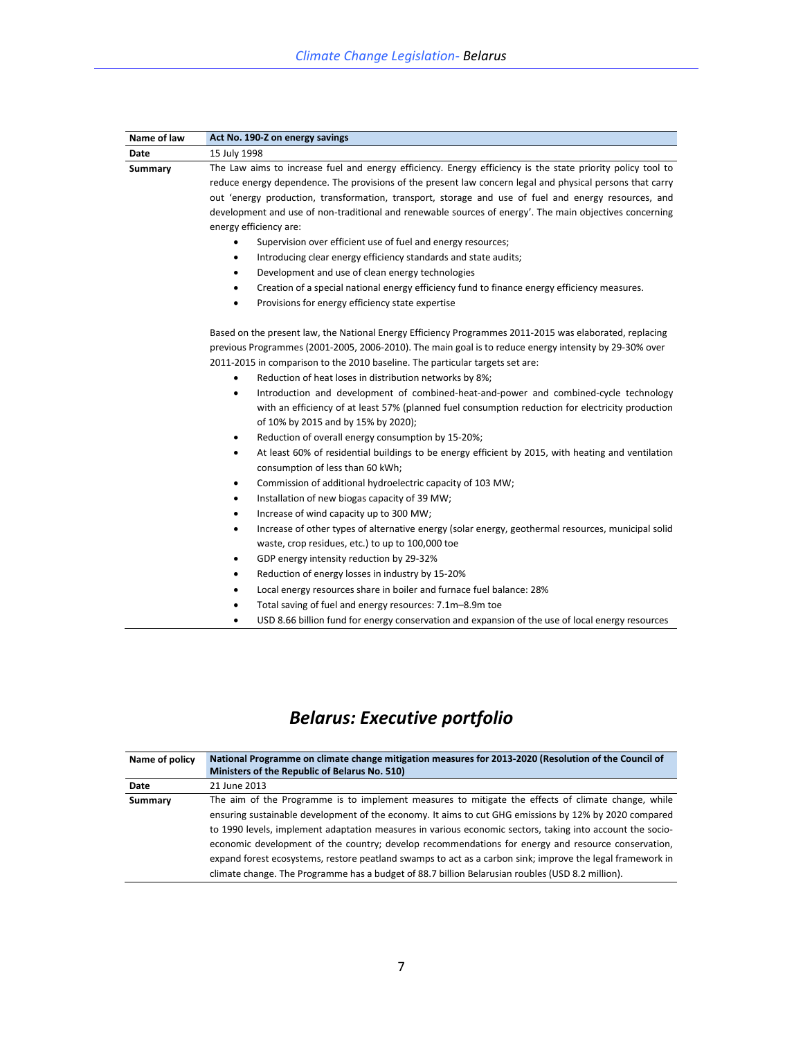| Name of law | Act No. 190-Z on energy savings |
|---|---|
| Date | 15 July 1998 |
| Summary | The Law aims to increase fuel and energy efficiency. Energy efficiency is the state priority policy tool to reduce energy dependence. The provisions of the present law concern legal and physical persons that carry out 'energy production, transformation, transport, storage and use of fuel and energy resources, and development and use of non-traditional and renewable sources of energy'. The main objectives concerning energy efficiency are:<br>• Supervision over efficient use of fuel and energy resources;<br>• Introducing clear energy efficiency standards and state audits;<br>• Development and use of clean energy technologies<br>• Creation of a special national energy efficiency fund to finance energy efficiency measures.<br>• Provisions for energy efficiency state expertise<br><br>Based on the present law, the National Energy Efficiency Programmes 2011-2015 was elaborated, replacing previous Programmes (2001-2005, 2006-2010). The main goal is to reduce energy intensity by 29-30% over 2011-2015 in comparison to the 2010 baseline. The particular targets set are:<br>• Reduction of heat loses in distribution networks by 8%;<br>• Introduction and development of combined-heat-and-power and combined-cycle technology with an efficiency of at least 57% (planned fuel consumption reduction for electricity production of 10% by 2015 and by 15% by 2020);<br>• Reduction of overall energy consumption by 15-20%;<br>• At least 60% of residential buildings to be energy efficient by 2015, with heating and ventilation consumption of less than 60 kWh;<br>• Commission of additional hydroelectric capacity of 103 MW;<br>• Installation of new biogas capacity of 39 MW;<br>• Increase of wind capacity up to 300 MW;<br>• Increase of other types of alternative energy (solar energy, geothermal resources, municipal solid waste, crop residues, etc.) to up to 100,000 toe<br>• GDP energy intensity reduction by 29-32%<br>• Reduction of energy losses in industry by 15-20%<br>• Local energy resources share in boiler and furnace fuel balance: 28%<br>• Total saving of fuel and energy resources: 7.1m–8.9m toe<br>• USD 8.66 billion fund for energy conservation and expansion of the use of local energy resources |

# Belarus: Executive portfolio

| Name of policy | National Programme on climate change mitigation measures for 2013-2020 (Resolution of the Council of Ministers of the Republic of Belarus No. 510) |
|---|---|
| Date | 21 June 2013 |
| Summary | The aim of the Programme is to implement measures to mitigate the effects of climate change, while ensuring sustainable development of the economy. It aims to cut GHG emissions by 12% by 2020 compared to 1990 levels, implement adaptation measures in various economic sectors, taking into account the socio-economic development of the country; develop recommendations for energy and resource conservation, expand forest ecosystems, restore peatland swamps to act as a carbon sink; improve the legal framework in climate change. The Programme has a budget of 88.7 billion Belarusian roubles (USD 8.2 million). |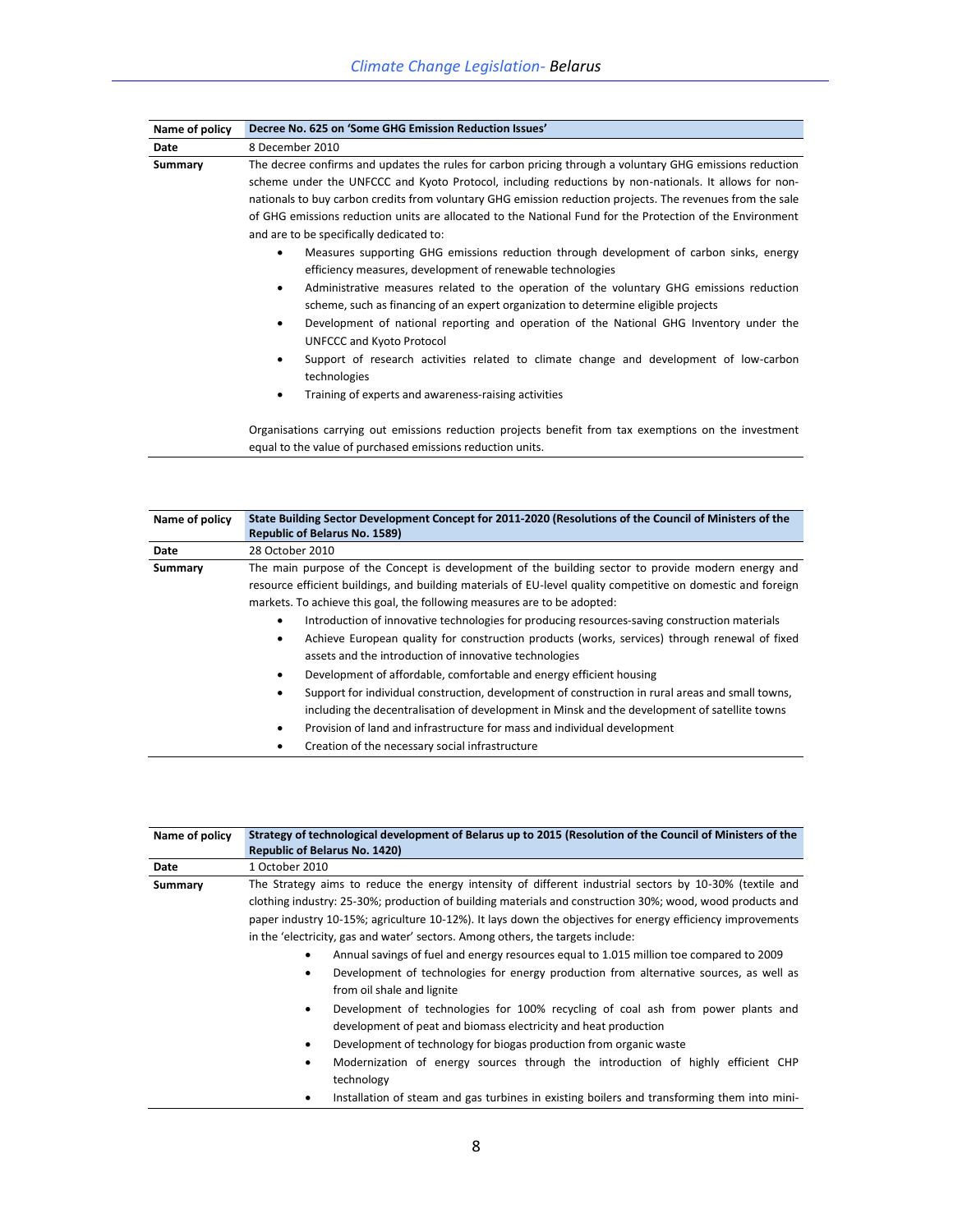| Name of policy | Decree No. 625 on 'Some GHG Emission Reduction Issues' |
|---|---|
| Date | 8 December 2010 |
| Summary | The decree confirms and updates the rules for carbon pricing through a voluntary GHG emissions reduction scheme under the UNFCCC and Kyoto Protocol, including reductions by non-nationals. It allows for non-nationals to buy carbon credits from voluntary GHG emission reduction projects. The revenues from the sale of GHG emissions reduction units are allocated to the National Fund for the Protection of the Environment and are to be specifically dedicated to:<br>• Measures supporting GHG emissions reduction through development of carbon sinks, energy efficiency measures, development of renewable technologies<br>• Administrative measures related to the operation of the voluntary GHG emissions reduction scheme, such as financing of an expert organization to determine eligible projects<br>• Development of national reporting and operation of the National GHG Inventory under the UNFCCC and Kyoto Protocol<br>• Support of research activities related to climate change and development of low-carbon technologies<br>• Training of experts and awareness-raising activities<br><br>Organisations carrying out emissions reduction projects benefit from tax exemptions on the investment equal to the value of purchased emissions reduction units. |

| Name of policy | State Building Sector Development Concept for 2011-2020 (Resolutions of the Council of Ministers of the Republic of Belarus No. 1589) |
|---|---|
| Date | 28 October 2010 |
| Summary | The main purpose of the Concept is development of the building sector to provide modern energy and resource efficient buildings, and building materials of EU-level quality competitive on domestic and foreign markets. To achieve this goal, the following measures are to be adopted:<br>• Introduction of innovative technologies for producing resources-saving construction materials<br>• Achieve European quality for construction products (works, services) through renewal of fixed assets and the introduction of innovative technologies<br>• Development of affordable, comfortable and energy efficient housing<br>• Support for individual construction, development of construction in rural areas and small towns, including the decentralisation of development in Minsk and the development of satellite towns<br>• Provision of land and infrastructure for mass and individual development<br>• Creation of the necessary social infrastructure |

| Name of policy | Strategy of technological development of Belarus up to 2015 (Resolution of the Council of Ministers of the Republic of Belarus No. 1420) |
|---|---|
| Date | 1 October 2010 |
| Summary | The Strategy aims to reduce the energy intensity of different industrial sectors by 10-30% (textile and clothing industry: 25-30%; production of building materials and construction 30%; wood, wood products and paper industry 10-15%; agriculture 10-12%). It lays down the objectives for energy efficiency improvements in the 'electricity, gas and water' sectors. Among others, the targets include:<br>• Annual savings of fuel and energy resources equal to 1.015 million toe compared to 2009<br>• Development of technologies for energy production from alternative sources, as well as from oil shale and lignite<br>• Development of technologies for 100% recycling of coal ash from power plants and development of peat and biomass electricity and heat production<br>• Development of technology for biogas production from organic waste<br>• Modernization of energy sources through the introduction of highly efficient CHP technology<br>• Installation of steam and gas turbines in existing boilers and transforming them into mini- |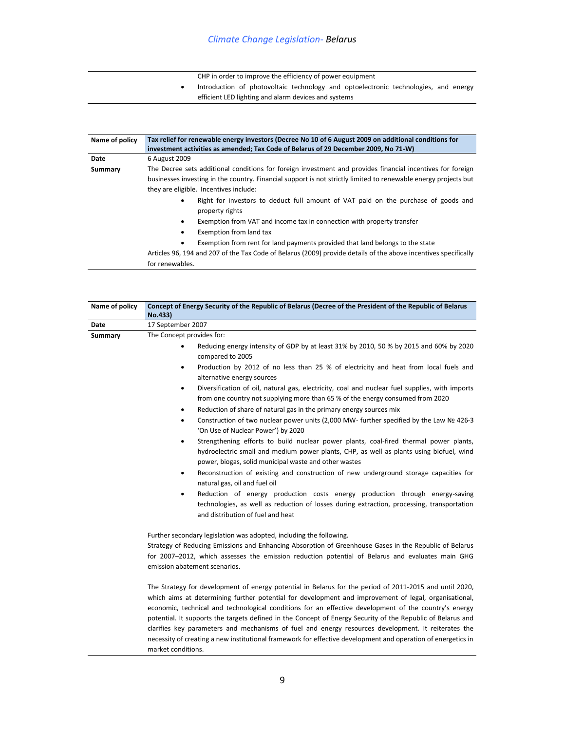| | |
|---|---|
| | CHP in order to improve the efficiency of power equipment<br>• Introduction of photovoltaic technology and optoelectronic technologies, and energy efficient LED lighting and alarm devices and systems |

| **Name of policy** | **Tax relief for renewable energy investors (Decree No 10 of 6 August 2009 on additional conditions for investment activities as amended; Tax Code of Belarus of 29 December 2009, No 71-W)** |
|---|---|
| **Date** | 6 August 2009 |
| **Summary** | The Decree sets additional conditions for foreign investment and provides financial incentives for foreign businesses investing in the country. Financial support is not strictly limited to renewable energy projects but they are eligible. Incentives include:<br>• Right for investors to deduct full amount of VAT paid on the purchase of goods and property rights<br>• Exemption from VAT and income tax in connection with property transfer<br>• Exemption from land tax<br>• Exemption from rent for land payments provided that land belongs to the state<br>Articles 96, 194 and 207 of the Tax Code of Belarus (2009) provide details of the above incentives specifically for renewables. |

| **Name of policy** | **Concept of Energy Security of the Republic of Belarus (Decree of the President of the Republic of Belarus No.433)** |
|---|---|
| **Date** | 17 September 2007 |
| **Summary** | The Concept provides for:<br>• Reducing energy intensity of GDP by at least 31% by 2010, 50 % by 2015 and 60% by 2020 compared to 2005<br>• Production by 2012 of no less than 25 % of electricity and heat from local fuels and alternative energy sources<br>• Diversification of oil, natural gas, electricity, coal and nuclear fuel supplies, with imports from one country not supplying more than 65 % of the energy consumed from 2020<br>• Reduction of share of natural gas in the primary energy sources mix<br>• Construction of two nuclear power units (2,000 MW- further specified by the Law № 426-3 'On Use of Nuclear Power') by 2020<br>• Strengthening efforts to build nuclear power plants, coal-fired thermal power plants, hydroelectric small and medium power plants, CHP, as well as plants using biofuel, wind power, biogas, solid municipal waste and other wastes<br>• Reconstruction of existing and construction of new underground storage capacities for natural gas, oil and fuel oil<br>• Reduction of energy production costs energy production through energy-saving technologies, as well as reduction of losses during extraction, processing, transportation and distribution of fuel and heat<br><br>Further secondary legislation was adopted, including the following.<br>Strategy of Reducing Emissions and Enhancing Absorption of Greenhouse Gases in the Republic of Belarus for 2007–2012, which assesses the emission reduction potential of Belarus and evaluates main GHG emission abatement scenarios.<br><br>The Strategy for development of energy potential in Belarus for the period of 2011-2015 and until 2020, which aims at determining further potential for development and improvement of legal, organisational, economic, technical and technological conditions for an effective development of the country's energy potential. It supports the targets defined in the Concept of Energy Security of the Republic of Belarus and clarifies key parameters and mechanisms of fuel and energy resources development. It reiterates the necessity of creating a new institutional framework for effective development and operation of energetics in market conditions. |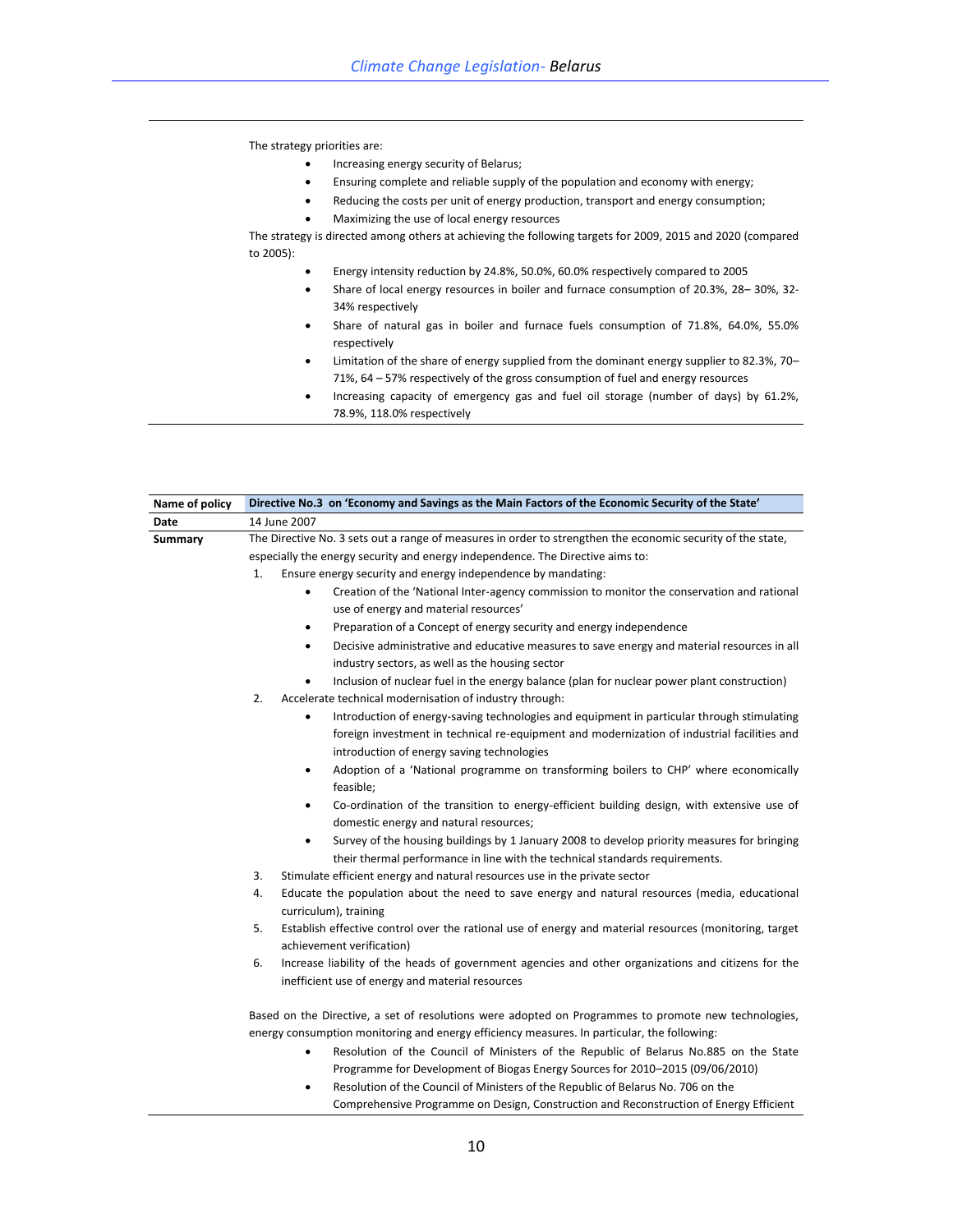The strategy priorities are:

- Increasing energy security of Belarus;
- Ensuring complete and reliable supply of the population and economy with energy;
- Reducing the costs per unit of energy production, transport and energy consumption;
- Maximizing the use of local energy resources

The strategy is directed among others at achieving the following targets for 2009, 2015 and 2020 (compared to 2005):

- Energy intensity reduction by 24.8%, 50.0%, 60.0% respectively compared to 2005
- Share of local energy resources in boiler and furnace consumption of 20.3%, 28– 30%, 32-34% respectively
- Share of natural gas in boiler and furnace fuels consumption of 71.8%, 64.0%, 55.0% respectively
- Limitation of the share of energy supplied from the dominant energy supplier to 82.3%, 70–71%, 64 – 57% respectively of the gross consumption of fuel and energy resources
- Increasing capacity of emergency gas and fuel oil storage (number of days) by 61.2%, 78.9%, 118.0% respectively

| **Name of policy** | **Directive No.3 on 'Economy and Savings as the Main Factors of the Economic Security of the State'** |
|---|---|
| **Date** | 14 June 2007 |
| **Summary** | The Directive No. 3 sets out a range of measures in order to strengthen the economic security of the state, especially the energy security and energy independence. The Directive aims to:<br>1. Ensure energy security and energy independence by mandating:<br>• Creation of the 'National Inter-agency commission to monitor the conservation and rational use of energy and material resources'<br>• Preparation of a Concept of energy security and energy independence<br>• Decisive administrative and educative measures to save energy and material resources in all industry sectors, as well as the housing sector<br>• Inclusion of nuclear fuel in the energy balance (plan for nuclear power plant construction)<br>2. Accelerate technical modernisation of industry through:<br>• Introduction of energy-saving technologies and equipment in particular through stimulating foreign investment in technical re-equipment and modernization of industrial facilities and introduction of energy saving technologies<br>• Adoption of a 'National programme on transforming boilers to CHP' where economically feasible;<br>• Co-ordination of the transition to energy-efficient building design, with extensive use of domestic energy and natural resources;<br>• Survey of the housing buildings by 1 January 2008 to develop priority measures for bringing their thermal performance in line with the technical standards requirements.<br>3. Stimulate efficient energy and natural resources use in the private sector<br>4. Educate the population about the need to save energy and natural resources (media, educational curriculum), training<br>5. Establish effective control over the rational use of energy and material resources (monitoring, target achievement verification)<br>6. Increase liability of the heads of government agencies and other organizations and citizens for the inefficient use of energy and material resources<br><br>Based on the Directive, a set of resolutions were adopted on Programmes to promote new technologies, energy consumption monitoring and energy efficiency measures. In particular, the following:<br>• Resolution of the Council of Ministers of the Republic of Belarus No.885 on the State Programme for Development of Biogas Energy Sources for 2010–2015 (09/06/2010)<br>• Resolution of the Council of Ministers of the Republic of Belarus No. 706 on the Comprehensive Programme on Design, Construction and Reconstruction of Energy Efficient |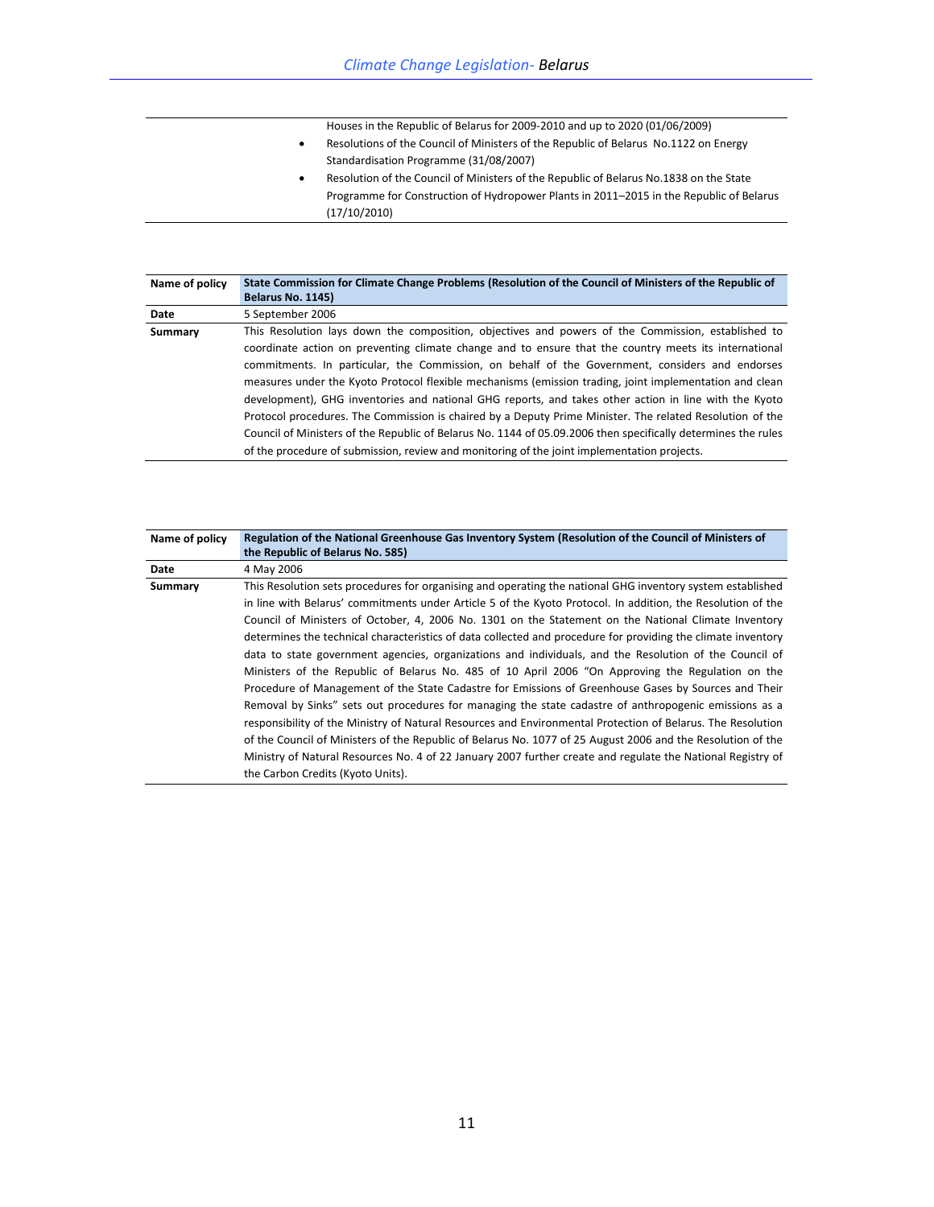| | |
|---|---|
| | Houses in the Republic of Belarus for 2009-2010 and up to 2020 (01/06/2009)<br>• Resolutions of the Council of Ministers of the Republic of Belarus No.1122 on Energy Standardisation Programme (31/08/2007)<br>• Resolution of the Council of Ministers of the Republic of Belarus No.1838 on the State Programme for Construction of Hydropower Plants in 2011–2015 in the Republic of Belarus (17/10/2010) |

| **Name of policy** | **State Commission for Climate Change Problems (Resolution of the Council of Ministers of the Republic of Belarus No. 1145)** |
|---|---|
| **Date** | 5 September 2006 |
| **Summary** | This Resolution lays down the composition, objectives and powers of the Commission, established to coordinate action on preventing climate change and to ensure that the country meets its international commitments. In particular, the Commission, on behalf of the Government, considers and endorses measures under the Kyoto Protocol flexible mechanisms (emission trading, joint implementation and clean development), GHG inventories and national GHG reports, and takes other action in line with the Kyoto Protocol procedures. The Commission is chaired by a Deputy Prime Minister. The related Resolution of the Council of Ministers of the Republic of Belarus No. 1144 of 05.09.2006 then specifically determines the rules of the procedure of submission, review and monitoring of the joint implementation projects. |

| **Name of policy** | **Regulation of the National Greenhouse Gas Inventory System (Resolution of the Council of Ministers of the Republic of Belarus No. 585)** |
|---|---|
| **Date** | 4 May 2006 |
| **Summary** | This Resolution sets procedures for organising and operating the national GHG inventory system established in line with Belarus' commitments under Article 5 of the Kyoto Protocol. In addition, the Resolution of the Council of Ministers of October, 4, 2006 No. 1301 on the Statement on the National Climate Inventory determines the technical characteristics of data collected and procedure for providing the climate inventory data to state government agencies, organizations and individuals, and the Resolution of the Council of Ministers of the Republic of Belarus No. 485 of 10 April 2006 "On Approving the Regulation on the Procedure of Management of the State Cadastre for Emissions of Greenhouse Gases by Sources and Their Removal by Sinks" sets out procedures for managing the state cadastre of anthropogenic emissions as a responsibility of the Ministry of Natural Resources and Environmental Protection of Belarus. The Resolution of the Council of Ministers of the Republic of Belarus No. 1077 of 25 August 2006 and the Resolution of the Ministry of Natural Resources No. 4 of 22 January 2007 further create and regulate the National Registry of the Carbon Credits (Kyoto Units). |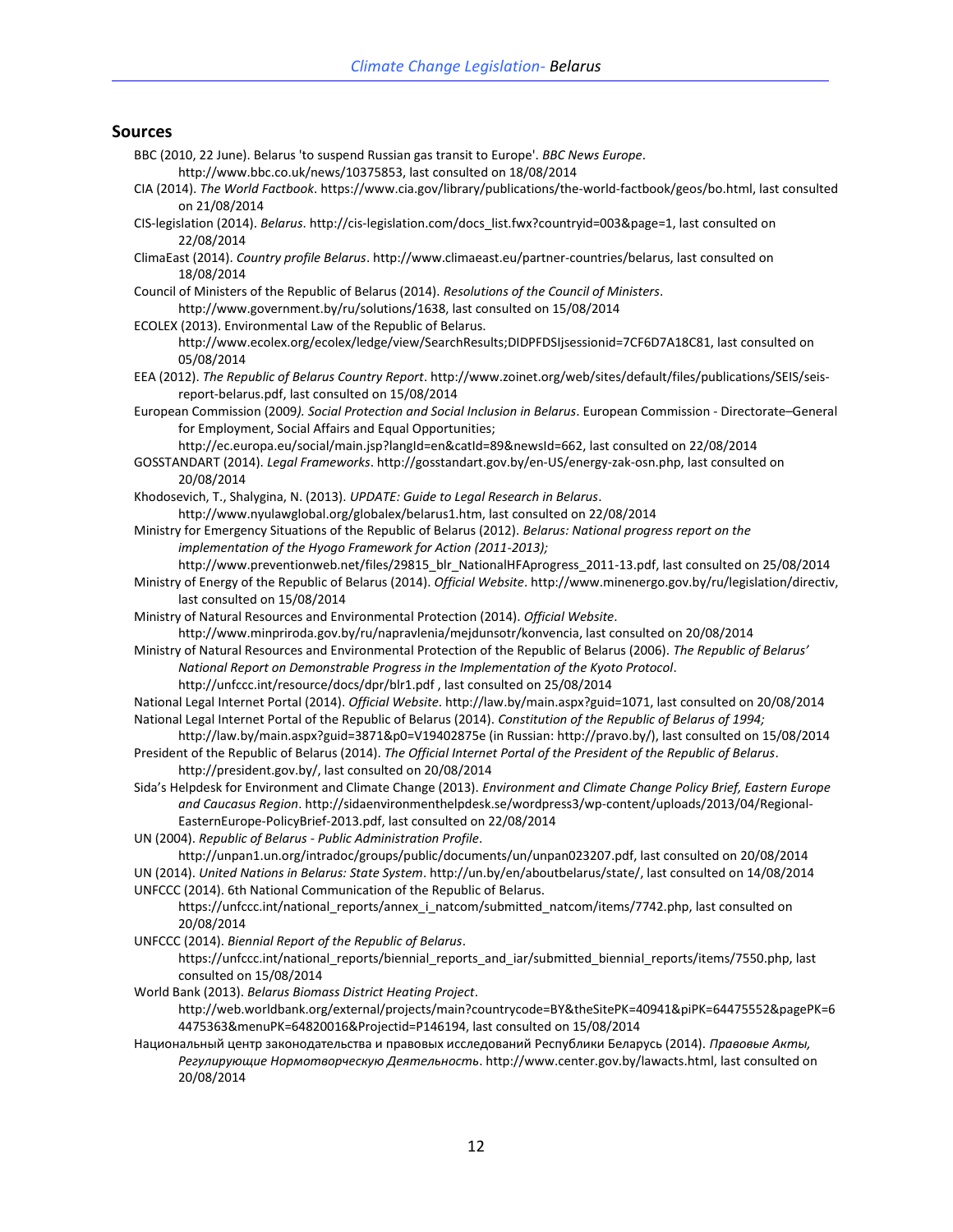## Sources

BBC (2010, 22 June). Belarus 'to suspend Russian gas transit to Europe'. *BBC News Europe*. http://www.bbc.co.uk/news/10375853, last consulted on 18/08/2014

CIA (2014). *The World Factbook*. https://www.cia.gov/library/publications/the-world-factbook/geos/bo.html, last consulted on 21/08/2014

CIS-legislation (2014). *Belarus*. http://cis-legislation.com/docs_list.fwx?countryid=003&page=1, last consulted on 22/08/2014

ClimaEast (2014). *Country profile Belarus*. http://www.climaeast.eu/partner-countries/belarus, last consulted on 18/08/2014

Council of Ministers of the Republic of Belarus (2014). *Resolutions of the Council of Ministers*. http://www.government.by/ru/solutions/1638, last consulted on 15/08/2014

ECOLEX (2013). Environmental Law of the Republic of Belarus. http://www.ecolex.org/ecolex/ledge/view/SearchResults;DIDPFDSIjsessionid=7CF6D7A18C81, last consulted on 05/08/2014

EEA (2012). *The Republic of Belarus Country Report*. http://www.zoinet.org/web/sites/default/files/publications/SEIS/seis-report-belarus.pdf, last consulted on 15/08/2014

European Commission (2009*). Social Protection and Social Inclusion in Belarus*. European Commission - Directorate–General for Employment, Social Affairs and Equal Opportunities; http://ec.europa.eu/social/main.jsp?langId=en&catId=89&newsId=662, last consulted on 22/08/2014

GOSSTANDART (2014). *Legal Frameworks*. http://gosstandart.gov.by/en-US/energy-zak-osn.php, last consulted on 20/08/2014

Khodosevich, T., Shalygina, N. (2013). *UPDATE: Guide to Legal Research in Belarus*. http://www.nyulawglobal.org/globalex/belarus1.htm, last consulted on 22/08/2014

Ministry for Emergency Situations of the Republic of Belarus (2012). *Belarus: National progress report on the implementation of the Hyogo Framework for Action (2011-2013);* http://www.preventionweb.net/files/29815_blr_NationalHFAprogress_2011-13.pdf, last consulted on 25/08/2014

Ministry of Energy of the Republic of Belarus (2014). *Official Website*. http://www.minenergo.gov.by/ru/legislation/directiv, last consulted on 15/08/2014

Ministry of Natural Resources and Environmental Protection (2014). *Official Website*. http://www.minpriroda.gov.by/ru/napravlenia/mejdunsotr/konvencia, last consulted on 20/08/2014

Ministry of Natural Resources and Environmental Protection of the Republic of Belarus (2006). *The Republic of Belarus' National Report on Demonstrable Progress in the Implementation of the Kyoto Protocol*. http://unfccc.int/resource/docs/dpr/blr1.pdf , last consulted on 25/08/2014

National Legal Internet Portal (2014). *Official Website*. http://law.by/main.aspx?guid=1071, last consulted on 20/08/2014

National Legal Internet Portal of the Republic of Belarus (2014). *Constitution of the Republic of Belarus of 1994;* http://law.by/main.aspx?guid=3871&p0=V19402875e (in Russian: http://pravo.by/), last consulted on 15/08/2014

President of the Republic of Belarus (2014). *The Official Internet Portal of the President of the Republic of Belarus*. http://president.gov.by/, last consulted on 20/08/2014

Sida's Helpdesk for Environment and Climate Change (2013). *Environment and Climate Change Policy Brief, Eastern Europe and Caucasus Region*. http://sidaenvironmenthelpdesk.se/wordpress3/wp-content/uploads/2013/04/Regional-EasternEurope-PolicyBrief-2013.pdf, last consulted on 22/08/2014

UN (2004). *Republic of Belarus - Public Administration Profile*. http://unpan1.un.org/intradoc/groups/public/documents/un/unpan023207.pdf, last consulted on 20/08/2014

UN (2014). *United Nations in Belarus: State System*. http://un.by/en/aboutbelarus/state/, last consulted on 14/08/2014

UNFCCC (2014). 6th National Communication of the Republic of Belarus. https://unfccc.int/national_reports/annex_i_natcom/submitted_natcom/items/7742.php, last consulted on 20/08/2014

UNFCCC (2014). *Biennial Report of the Republic of Belarus*. https://unfccc.int/national_reports/biennial_reports_and_iar/submitted_biennial_reports/items/7550.php, last consulted on 15/08/2014

World Bank (2013). *Belarus Biomass District Heating Project*. http://web.worldbank.org/external/projects/main?countrycode=BY&theSitePK=40941&piPK=64475552&pagePK=64475363&menuPK=64820016&Projectid=P146194, last consulted on 15/08/2014

Национальный центр законодательства и правовых исследований Республики Беларусь (2014). *Правовые Акты, Регулирующие Нормотворческую Деятельность*. http://www.center.gov.by/lawacts.html, last consulted on 20/08/2014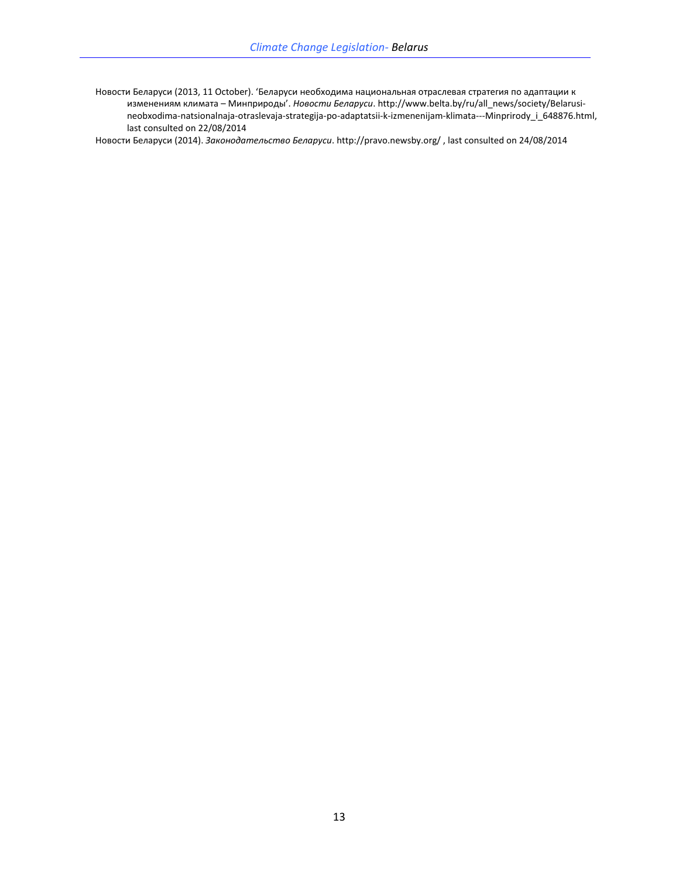Новости Беларуси (2013, 11 October). 'Беларуси необходима национальная отраслевая стратегия по адаптации к изменениям климата – Минприроды'. *Новости Беларуси*. http://www.belta.by/ru/all_news/society/Belarusi-neobxodima-natsionalnaja-otraslevaja-strategija-po-adaptatsii-k-izmenenijam-klimata---Minprirody_i_648876.html, last consulted on 22/08/2014

Новости Беларуси (2014). *Законодательство Беларуси*. http://pravo.newsby.org/ , last consulted on 24/08/2014